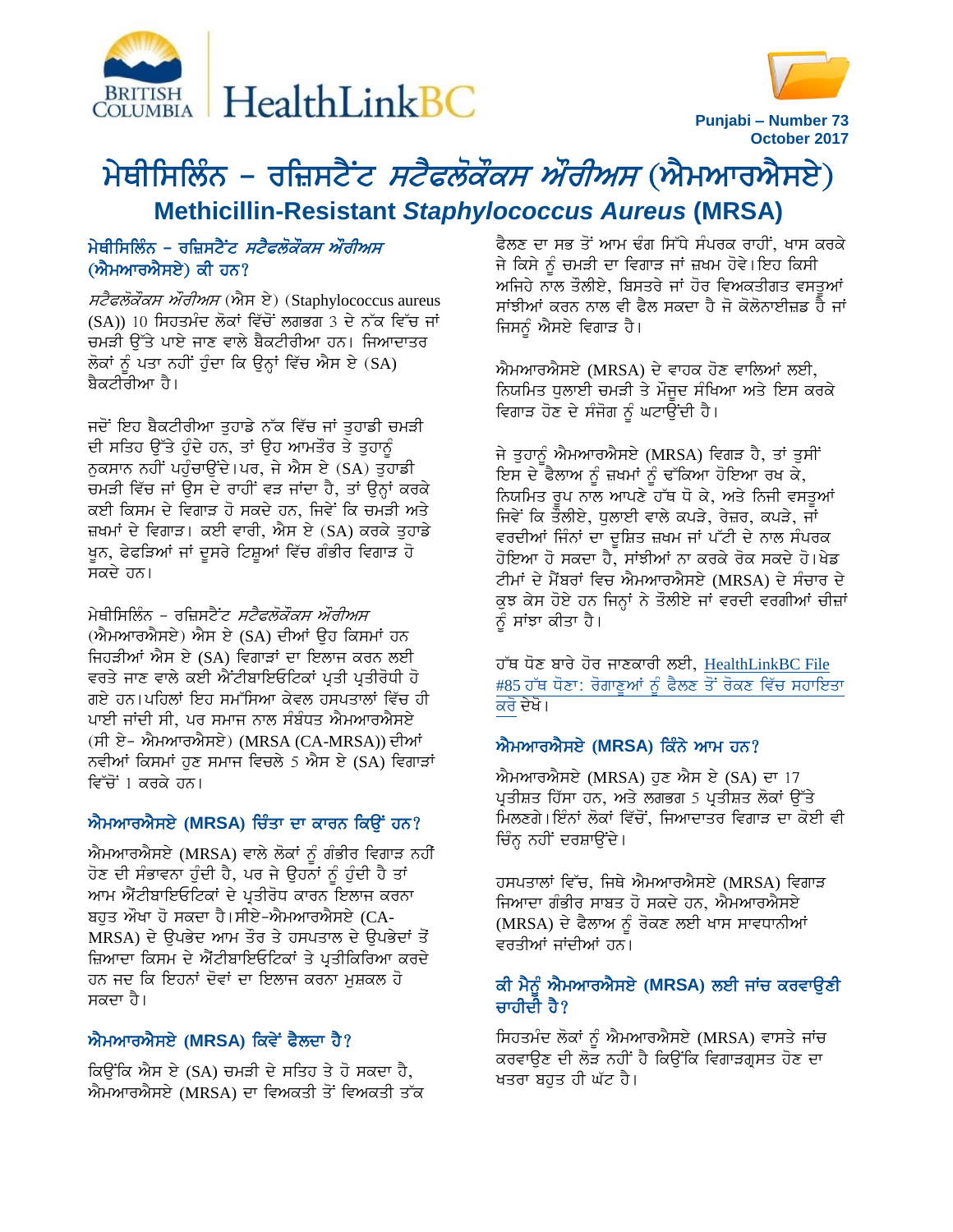Punjabi – Number 73
October 2017

# ਮੇਥੀਸਿਲਿੰਨ – ਰਜ਼ਿਸਟੈਂਟ *ਸਟੈਫਲੋਕੌਕਸ ਔਰੀਅਸ* (ਐਮਆਰਐਸਏ)

## Methicillin-Resistant *Staphylococcus Aureus* (MRSA)

### ਮੇਥੀਸਿਲਿੰਨ – ਰਜ਼ਿਸਟੈਂਟ *ਸਟੈਫਲੋਕੌਕਸ ਔਰੀਅਸ* (ਐਮਆਰਐਸਏ) ਕੀ ਹਨ?

*ਸਟੈਫਲੋਕੌਕਸ ਔਰੀਅਸ* (ਐਸ ਏ) (Staphylococcus aureus (SA)) 10 ਸਿਹਤਮੰਦ ਲੋਕਾਂ ਵਿੱਚੋਂ ਲਗਭਗ 3 ਦੇ ਨੱਕ ਵਿੱਚ ਜਾਂ ਚਮੜੀ ਉੱਤੇ ਪਾਏ ਜਾਣ ਵਾਲੇ ਬੈਕਟੀਰੀਆ ਹਨ। ਜ਼ਿਆਦਾਤਰ ਲੋਕਾਂ ਨੂੰ ਪਤਾ ਨਹੀਂ ਹੁੰਦਾ ਕਿ ਉਨ੍ਹਾਂ ਵਿੱਚ ਐਸ ਏ (SA) ਬੈਕਟੀਰੀਆ ਹੈ।

ਜਦੋਂ ਇਹ ਬੈਕਟੀਰੀਆ ਤੁਹਾਡੇ ਨੱਕ ਵਿੱਚ ਜਾਂ ਤੁਹਾਡੀ ਚਮੜੀ ਦੀ ਸਤਿਹ ਉੱਤੇ ਹੁੰਦੇ ਹਨ, ਤਾਂ ਉਹ ਆਮਤੌਰ ਤੇ ਤੁਹਾਨੂੰ ਨੁਕਸਾਨ ਨਹੀਂ ਪਹੁੰਚਾਉਂਦੇ।ਪਰ, ਜੇ ਐਸ ਏ (SA) ਤੁਹਾਡੀ ਚਮੜੀ ਵਿੱਚ ਜਾਂ ਉਸ ਦੇ ਰਾਹੀਂ ਵੜ ਜਾਂਦਾ ਹੈ, ਤਾਂ ਉਨ੍ਹਾਂ ਕਰਕੇ ਕਈ ਕਿਸਮ ਦੇ ਵਿਗਾੜ ਹੋ ਸਕਦੇ ਹਨ, ਜਿਵੇਂ ਕਿ ਚਮੜੀ ਅਤੇ ਜ਼ਖਮਾਂ ਦੇ ਵਿਗਾੜ। ਕਈ ਵਾਰੀ, ਐਸ ਏ (SA) ਕਰਕੇ ਤੁਹਾਡੇ ਖੂਨ, ਫੇਫੜਿਆਂ ਜਾਂ ਦੂਸਰੇ ਟਿਸ਼ੂਆਂ ਵਿੱਚ ਗੰਭੀਰ ਵਿਗਾੜ ਹੋ ਸਕਦੇ ਹਨ।

ਮੇਥੀਸਿਲਿੰਨ – ਰਜ਼ਿਸਟੈਂਟ *ਸਟੈਫਲੋਕੌਕਸ ਔਰੀਅਸ* (ਐਮਆਰਐਸਏ) ਐਸ ਏ (SA) ਦੀਆਂ ਉਹ ਕਿਸਮਾਂ ਹਨ ਜਿਹੜੀਆਂ ਐਸ ਏ (SA) ਵਿਗਾੜਾਂ ਦਾ ਇਲਾਜ ਕਰਨ ਲਈ ਵਰਤੇ ਜਾਣ ਵਾਲੇ ਕਈ ਐਂਟੀਬਾਇਓਟਿਕਾਂ ਪ੍ਰਤੀ ਪ੍ਰਤੀਰੋਧੀ ਹੋ ਗਏ ਹਨ।ਪਹਿਲਾਂ ਇਹ ਸਮੱਸਿਆ ਕੇਵਲ ਹਸਪਤਾਲਾਂ ਵਿੱਚ ਹੀ ਪਾਈ ਜਾਂਦੀ ਸੀ, ਪਰ ਸਮਾਜ ਨਾਲ ਸੰਬੰਧਤ ਐਮਆਰਐਸਏ (ਸੀ ਏ- ਐਮਆਰਐਸਏ) (MRSA (CA-MRSA)) ਦੀਆਂ ਨਵੀਆਂ ਕਿਸਮਾਂ ਹੁਣ ਸਮਾਜ ਵਿਚਲੇ 5 ਐਸ ਏ (SA) ਵਿਗਾੜਾਂ ਵਿੱਚੋਂ 1 ਕਰਕੇ ਹਨ।

### ਐਮਆਰਐਸਏ (MRSA) ਚਿੰਤਾ ਦਾ ਕਾਰਨ ਕਿਉਂ ਹਨ?

ਐਮਆਰਐਸਏ (MRSA) ਵਾਲੇ ਲੋਕਾਂ ਨੂੰ ਗੰਭੀਰ ਵਿਗਾੜ ਨਹੀਂ ਹੋਣ ਦੀ ਸੰਭਾਵਨਾ ਹੁੰਦੀ ਹੈ, ਪਰ ਜੇ ਉਹਨਾਂ ਨੂੰ ਹੁੰਦੀ ਹੈ ਤਾਂ ਆਮ ਐਂਟੀਬਾਇਓਟਿਕਾਂ ਦੇ ਪ੍ਰਤੀਰੋਧ ਕਾਰਨ ਇਲਾਜ ਕਰਨਾ ਬਹੁਤ ਔਖਾ ਹੋ ਸਕਦਾ ਹੈ।ਸੀਏ-ਐਮਆਰਐਸਏ (CA-MRSA) ਦੇ ਉਪਭੇਦ ਆਮ ਤੌਰ ਤੇ ਹਸਪਤਾਲ ਦੇ ਉਪਭੇਦਾਂ ਤੋਂ ਜ਼ਿਆਦਾ ਕਿਸਮ ਦੇ ਐਂਟੀਬਾਇਓਟਿਕਾਂ ਤੇ ਪ੍ਰਤੀਕਿਰਿਆ ਕਰਦੇ ਹਨ ਜਦ ਕਿ ਇਹਨਾਂ ਦੋਵਾਂ ਦਾ ਇਲਾਜ ਕਰਨਾ ਮੁਸ਼ਕਲ ਹੋ ਸਕਦਾ ਹੈ।

### ਐਮਆਰਐਸਏ (MRSA) ਕਿਵੇਂ ਫੈਲਦਾ ਹੈ?

ਕਿਉਂਕਿ ਐਸ ਏ (SA) ਚਮੜੀ ਦੇ ਸਤਿਹ ਤੇ ਹੋ ਸਕਦਾ ਹੈ, ਐਮਆਰਐਸਏ (MRSA) ਦਾ ਵਿਅਕਤੀ ਤੋਂ ਵਿਅਕਤੀ ਤੱਕ ਫੈਲਣ ਦਾ ਸਭ ਤੋਂ ਆਮ ਢੰਗ ਸਿੱਧੇ ਸੰਪਰਕ ਰਾਹੀਂ, ਖਾਸ ਕਰਕੇ ਜੇ ਕਿਸੇ ਨੂੰ ਚਮੜੀ ਦਾ ਵਿਗਾੜ ਜਾਂ ਜ਼ਖਮ ਹੋਵੇ।ਇਹ ਕਿਸੀ ਅਜਿਹੇ ਨਾਲ ਤੌਲੀਏ, ਬਿਸਤਰੇ ਜਾਂ ਹੋਰ ਵਿਅਕਤੀਗਤ ਵਸਤੂਆਂ ਸਾਂਝੀਆਂ ਕਰਨ ਨਾਲ ਵੀ ਫੈਲ ਸਕਦਾ ਹੈ ਜੋ ਕੋਲੋਨਾਈਜ਼ਡ ਹੈ ਜਾਂ ਜਿਸਨੂੰ ਐਸਏ ਵਿਗਾੜ ਹੈ।

ਐਮਆਰਐਸਏ (MRSA) ਦੇ ਵਾਹਕ ਹੋਣ ਵਾਲਿਆਂ ਲਈ, ਨਿਯਮਿਤ ਧੁਲਾਈ ਚਮੜੀ ਤੇ ਮੌਜੂਦ ਸੰਖਿਆ ਅਤੇ ਇਸ ਕਰਕੇ ਵਿਗਾੜ ਹੋਣ ਦੇ ਸੰਜੋਗ ਨੂੰ ਘਟਾਉਂਦੀ ਹੈ।

ਜੇ ਤੁਹਾਨੂੰ ਐਮਆਰਐਸਏ (MRSA) ਵਿਗੜ ਹੈ, ਤਾਂ ਤੁਸੀਂ ਇਸ ਦੇ ਫੈਲਾਅ ਨੂੰ ਜ਼ਖਮਾਂ ਨੂੰ ਢੱਕਿਆ ਹੋਇਆ ਰਖ ਕੇ, ਨਿਯਮਿਤ ਰੂਪ ਨਾਲ ਆਪਣੇ ਹੱਥ ਧੋ ਕੇ, ਅਤੇ ਨਿਜੀ ਵਸਤੂਆਂ ਜਿਵੇਂ ਕਿ ਤੌਲੀਏ, ਧੁਲਾਈ ਵਾਲੇ ਕਪੜੇ, ਰੇਜ਼ਰ, ਕਪੜੇ, ਜਾਂ ਵਰਦੀਆਂ ਜਿੰਨਾਂ ਦਾ ਦੂਸ਼ਿਤ ਜ਼ਖਮ ਜਾਂ ਪੱਟੀ ਦੇ ਨਾਲ ਸੰਪਰਕ ਹੋਇਆ ਹੋ ਸਕਦਾ ਹੈ, ਸਾਂਝੀਆਂ ਨਾ ਕਰਕੇ ਰੋਕ ਸਕਦੇ ਹੋ।ਖੇਡ ਟੀਮਾਂ ਦੇ ਮੈਂਬਰਾਂ ਵਿਚ ਐਮਆਰਐਸਏ (MRSA) ਦੇ ਸੰਚਾਰ ਦੇ ਕੁਝ ਕੇਸ ਹੋਏ ਹਨ ਜਿਨ੍ਹਾਂ ਨੇ ਤੌਲੀਏ ਜਾਂ ਵਰਦੀ ਵਰਗੀਆਂ ਚੀਜ਼ਾਂ ਨੂੰ ਸਾਂਝਾ ਕੀਤਾ ਹੈ।

ਹੱਥ ਧੋਣ ਬਾਰੇ ਹੋਰ ਜਾਣਕਾਰੀ ਲਈ, HealthLinkBC File #85 ਹੱਥ ਧੋਣਾ: ਰੋਗਾਣੂਆਂ ਨੂੰ ਫੈਲਣ ਤੋਂ ਰੋਕਣ ਵਿੱਚ ਸਹਾਇਤਾ ਕਰੋ ਦੇਖੋ।

### ਐਮਆਰਐਸਏ (MRSA) ਕਿੰਨੇ ਆਮ ਹਨ?

ਐਮਆਰਐਸਏ (MRSA) ਹੁਣ ਐਸ ਏ (SA) ਦਾ 17 ਪ੍ਰਤੀਸ਼ਤ ਹਿੱਸਾ ਹਨ, ਅਤੇ ਲਗਭਗ 5 ਪ੍ਰਤੀਸ਼ਤ ਲੋਕਾਂ ਉੱਤੇ ਮਿਲਣਗੇ।ਇੰਨਾਂ ਲੋਕਾਂ ਵਿੱਚੋਂ, ਜ਼ਿਆਦਾਤਰ ਵਿਗਾੜ ਦਾ ਕੋਈ ਵੀ ਚਿੰਨ੍ਹ ਨਹੀਂ ਦਰਸ਼ਾਉਂਦੇ।

ਹਸਪਤਾਲਾਂ ਵਿੱਚ, ਜਿਥੇ ਐਮਆਰਐਸਏ (MRSA) ਵਿਗਾੜ ਜ਼ਿਆਦਾ ਗੰਭੀਰ ਸਾਬਤ ਹੋ ਸਕਦੇ ਹਨ, ਐਮਆਰਐਸਏ (MRSA) ਦੇ ਫੈਲਾਅ ਨੂੰ ਰੋਕਣ ਲਈ ਖਾਸ ਸਾਵਧਾਨੀਆਂ ਵਰਤੀਆਂ ਜਾਂਦੀਆਂ ਹਨ।

### ਕੀ ਮੈਨੂੰ ਐਮਆਰਐਸਏ (MRSA) ਲਈ ਜਾਂਚ ਕਰਵਾਉਣੀ ਚਾਹੀਦੀ ਹੈ?

ਸਿਹਤਮੰਦ ਲੋਕਾਂ ਨੂੰ ਐਮਆਰਐਸਏ (MRSA) ਵਾਸਤੇ ਜਾਂਚ ਕਰਵਾਉਣ ਦੀ ਲੋੜ ਨਹੀਂ ਹੈ ਕਿਉਂਕਿ ਵਿਗਾੜਗ੍ਰਸਤ ਹੋਣ ਦਾ ਖਤਰਾ ਬਹੁਤ ਹੀ ਘੱਟ ਹੈ।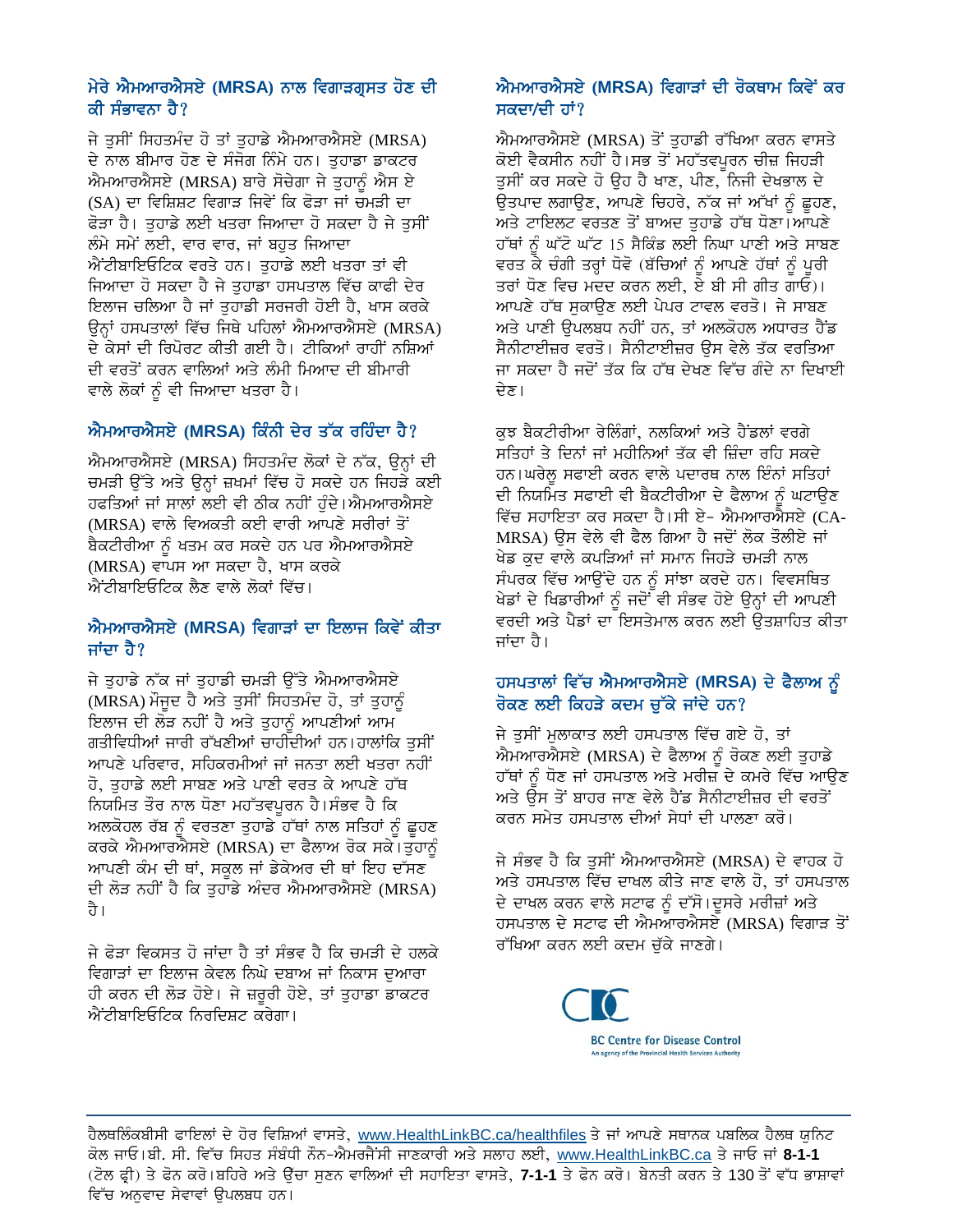## ਮੇਰੇ ਐਮਆਰਐਸਏ (MRSA) ਨਾਲ ਵਿਗਾੜਗ੍ਰਸਤ ਹੋਣ ਦੀ ਕੀ ਸੰਭਾਵਨਾ ਹੈ?

ਜੇ ਤੁਸੀਂ ਸਿਹਤਮੰਦ ਹੋ ਤਾਂ ਤੁਹਾਡੇ ਐਮਆਰਐਸਏ (MRSA) ਦੇ ਨਾਲ ਬੀਮਾਰ ਹੋਣ ਦੇ ਸੰਜੋਗ ਨਿੰਮੇ ਹਨ। ਤੁਹਾਡਾ ਡਾਕਟਰ ਐਮਆਰਐਸਏ (MRSA) ਬਾਰੇ ਸੋਚੇਗਾ ਜੇ ਤੁਹਾਨੂੰ ਐਸ ਏ (SA) ਦਾ ਵਿਸ਼ਿਸ਼ਟ ਵਿਗਾੜ ਜਿਵੇਂ ਕਿ ਫੋੜਾ ਜਾਂ ਚਮੜੀ ਦਾ ਫੋੜਾ ਹੈ। ਤੁਹਾਡੇ ਲਈ ਖਤਰਾ ਜਿਆਦਾ ਹੋ ਸਕਦਾ ਹੈ ਜੇ ਤੁਸੀਂ ਲੰਮੇ ਸਮੇਂ ਲਈ, ਵਾਰ ਵਾਰ, ਜਾਂ ਬਹੁਤ ਜਿਆਦਾ ਐਂਟੀਬਾਇਓਟਿਕ ਵਰਤੇ ਹਨ। ਤੁਹਾਡੇ ਲਈ ਖਤਰਾ ਤਾਂ ਵੀ ਜਿਆਦਾ ਹੋ ਸਕਦਾ ਹੈ ਜੇ ਤੁਹਾਡਾ ਹਸਪਤਾਲ ਵਿੱਚ ਕਾਫੀ ਦੇਰ ਇਲਾਜ ਚਲਿਆ ਹੈ ਜਾਂ ਤੁਹਾਡੀ ਸਰਜਰੀ ਹੋਈ ਹੈ, ਖਾਸ ਕਰਕੇ ਉਨ੍ਹਾਂ ਹਸਪਤਾਲਾਂ ਵਿੱਚ ਜਿਥੇ ਪਹਿਲਾਂ ਐਮਆਰਐਸਏ (MRSA) ਦੇ ਕੇਸਾਂ ਦੀ ਰਿਪੋਰਟ ਕੀਤੀ ਗਈ ਹੈ। ਟੀਕਿਆਂ ਰਾਹੀਂ ਨਸ਼ਿਆਂ ਦੀ ਵਰਤੋਂ ਕਰਨ ਵਾਲਿਆਂ ਅਤੇ ਲੰਮੀ ਮਿਆਦ ਦੀ ਬੀਮਾਰੀ ਵਾਲੇ ਲੋਕਾਂ ਨੂੰ ਵੀ ਜਿਆਦਾ ਖਤਰਾ ਹੈ।

## ਐਮਆਰਐਸਏ (MRSA) ਕਿੰਨੀ ਦੇਰ ਤੱਕ ਰਹਿੰਦਾ ਹੈ?

ਐਮਆਰਐਸਏ (MRSA) ਸਿਹਤਮੰਦ ਲੋਕਾਂ ਦੇ ਨੱਕ, ਉਨ੍ਹਾਂ ਦੀ ਚਮੜੀ ਉੱਤੇ ਅਤੇ ਉਨ੍ਹਾਂ ਜ਼ਖਮਾਂ ਵਿੱਚ ਹੋ ਸਕਦੇ ਹਨ ਜਿਹੜੇ ਕਈ ਹਫਤਿਆਂ ਜਾਂ ਸਾਲਾਂ ਲਈ ਵੀ ਠੀਕ ਨਹੀਂ ਹੁੰਦੇ। ਐਮਆਰਐਸਏ (MRSA) ਵਾਲੇ ਵਿਅਕਤੀ ਕਈ ਵਾਰੀ ਆਪਣੇ ਸਰੀਰਾਂ ਤੋਂ ਬੈਕਟੀਰੀਆ ਨੂੰ ਖਤਮ ਕਰ ਸਕਦੇ ਹਨ ਪਰ ਐਮਆਰਐਸਏ (MRSA) ਵਾਪਸ ਆ ਸਕਦਾ ਹੈ, ਖਾਸ ਕਰਕੇ ਐਂਟੀਬਾਇਓਟਿਕ ਲੈਣ ਵਾਲੇ ਲੋਕਾਂ ਵਿੱਚ।

## ਐਮਆਰਐਸਏ (MRSA) ਵਿਗਾੜਾਂ ਦਾ ਇਲਾਜ ਕਿਵੇਂ ਕੀਤਾ ਜਾਂਦਾ ਹੈ?

ਜੇ ਤੁਹਾਡੇ ਨੱਕ ਜਾਂ ਤੁਹਾਡੀ ਚਮੜੀ ਉੱਤੇ ਐਮਆਰਐਸਏ (MRSA) ਮੌਜੂਦ ਹੈ ਅਤੇ ਤੁਸੀਂ ਸਿਹਤਮੰਦ ਹੋ, ਤਾਂ ਤੁਹਾਨੂੰ ਇਲਾਜ ਦੀ ਲੋੜ ਨਹੀਂ ਹੈ ਅਤੇ ਤੁਹਾਨੂੰ ਆਪਣੀਆਂ ਆਮ ਗਤੀਵਿਧੀਆਂ ਜਾਰੀ ਰੱਖਣੀਆਂ ਚਾਹੀਦੀਆਂ ਹਨ। ਹਾਲਾਂਕਿ ਤੁਸੀਂ ਆਪਣੇ ਪਰਿਵਾਰ, ਸਹਿਕਰਮੀਆਂ ਜਾਂ ਜਨਤਾ ਲਈ ਖਤਰਾ ਨਹੀਂ ਹੋ, ਤੁਹਾਡੇ ਲਈ ਸਾਬਣ ਅਤੇ ਪਾਣੀ ਵਰਤ ਕੇ ਆਪਣੇ ਹੱਥ ਨਿਯਮਿਤ ਤੌਰ ਨਾਲ ਧੋਣਾ ਮਹੱਤਵਪੂਰਨ ਹੈ। ਸੰਭਵ ਹੈ ਕਿ ਅਲਕੋਹਲ ਰੱਬ ਨੂੰ ਵਰਤਣਾ ਤੁਹਾਡੇ ਹੱਥਾਂ ਨਾਲ ਸਤਿਹਾਂ ਨੂੰ ਛੂਹਣ ਕਰਕੇ ਐਮਆਰਐਸਏ (MRSA) ਦਾ ਫੈਲਾਅ ਰੋਕ ਸਕੇ। ਤੁਹਾਨੂੰ ਆਪਣੀ ਕੰਮ ਦੀ ਥਾਂ, ਸਕੂਲ ਜਾਂ ਡੇਕੇਅਰ ਦੀ ਥਾਂ ਇਹ ਦੱਸਣ ਦੀ ਲੋੜ ਨਹੀਂ ਹੈ ਕਿ ਤੁਹਾਡੇ ਅੰਦਰ ਐਮਆਰਐਸਏ (MRSA) ਹੈ।

ਜੇ ਫੋੜਾ ਵਿਕਸਤ ਹੋ ਜਾਂਦਾ ਹੈ ਤਾਂ ਸੰਭਵ ਹੈ ਕਿ ਚਮੜੀ ਦੇ ਹਲਕੇ ਵਿਗਾੜਾਂ ਦਾ ਇਲਾਜ ਕੇਵਲ ਨਿਘੇ ਦਬਾਅ ਜਾਂ ਨਿਕਾਸ ਦੁਆਰਾ ਹੀ ਕਰਨ ਦੀ ਲੋੜ ਹੋਏ। ਜੇ ਜ਼ਰੂਰੀ ਹੋਏ, ਤਾਂ ਤੁਹਾਡਾ ਡਾਕਟਰ ਐਂਟੀਬਾਇਓਟਿਕ ਨਿਰਦਿਸ਼ਟ ਕਰੇਗਾ।

## ਐਮਆਰਐਸਏ (MRSA) ਵਿਗਾੜਾਂ ਦੀ ਰੋਕਥਾਮ ਕਿਵੇਂ ਕਰ ਸਕਦਾ/ਦੀ ਹਾਂ?

ਐਮਆਰਐਸਏ (MRSA) ਤੋਂ ਤੁਹਾਡੀ ਰੱਖਿਆ ਕਰਨ ਵਾਸਤੇ ਕੋਈ ਵੈਕਸੀਨ ਨਹੀਂ ਹੈ। ਸਭ ਤੋਂ ਮਹੱਤਵਪੂਰਨ ਚੀਜ਼ ਜਿਹੜੀ ਤੁਸੀਂ ਕਰ ਸਕਦੇ ਹੋ ਉਹ ਹੈ ਖਾਣ, ਪੀਣ, ਨਿਜੀ ਦੇਖਭਾਲ ਦੇ ਉਤਪਾਦ ਲਗਾਉਣ, ਆਪਣੇ ਚਿਹਰੇ, ਨੱਕ ਜਾਂ ਅੱਖਾਂ ਨੂੰ ਛੂਹਣ, ਅਤੇ ਟਾਇਲਟ ਵਰਤਣ ਤੋਂ ਬਾਅਦ ਤੁਹਾਡੇ ਹੱਥ ਧੋਣਾ। ਆਪਣੇ ਹੱਥਾਂ ਨੂੰ ਘੱਟੋ ਘੱਟ 15 ਸੈਕਿੰਡ ਲਈ ਨਿਘਾ ਪਾਣੀ ਅਤੇ ਸਾਬਣ ਵਰਤ ਕੇ ਚੰਗੀ ਤਰ੍ਹਾਂ ਧੋਵੋ (ਬੱਚਿਆਂ ਨੂੰ ਆਪਣੇ ਹੱਥਾਂ ਨੂੰ ਪੂਰੀ ਤਰਾਂ ਧੋਣ ਵਿਚ ਮਦਦ ਕਰਨ ਲਈ, ਏ ਬੀ ਸੀ ਗੀਤ ਗਾਓ)। ਆਪਣੇ ਹੱਥ ਸੁਕਾਉਣ ਲਈ ਪੇਪਰ ਟਾਵਲ ਵਰਤੋ। ਜੇ ਸਾਬਣ ਅਤੇ ਪਾਣੀ ਉਪਲਬਧ ਨਹੀਂ ਹਨ, ਤਾਂ ਅਲਕੋਹਲ ਅਧਾਰਤ ਹੈਂਡ ਸੈਨੀਟਾਈਜ਼ਰ ਵਰਤੋ। ਸੈਨੀਟਾਈਜ਼ਰ ਉਸ ਵੇਲੇ ਤੱਕ ਵਰਤਿਆ ਜਾ ਸਕਦਾ ਹੈ ਜਦੋਂ ਤੱਕ ਕਿ ਹੱਥ ਦੇਖਣ ਵਿੱਚ ਗੰਦੇ ਨਾ ਦਿਖਾਈ ਦੇਣ।

ਕੁਝ ਬੈਕਟੀਰੀਆ ਰੇਲਿੰਗਾਂ, ਨਲਕਿਆਂ ਅਤੇ ਹੈਂਡਲਾਂ ਵਰਗੇ ਸਤਿਹਾਂ ਤੇ ਦਿਨਾਂ ਜਾਂ ਮਹੀਨਿਆਂ ਤੱਕ ਵੀ ਜ਼ਿੰਦਾ ਰਹਿ ਸਕਦੇ ਹਨ। ਘਰੇਲੂ ਸਫਾਈ ਕਰਨ ਵਾਲੇ ਪਦਾਰਥ ਨਾਲ ਇੰਨਾਂ ਸਤਿਹਾਂ ਦੀ ਨਿਯਮਿਤ ਸਫਾਈ ਵੀ ਬੈਕਟੀਰੀਆ ਦੇ ਫੈਲਾਅ ਨੂੰ ਘਟਾਉਣ ਵਿੱਚ ਸਹਾਇਤਾ ਕਰ ਸਕਦਾ ਹੈ। ਸੀ ਏ- ਐਮਆਰਐਸਏ (CA-MRSA) ਉਸ ਵੇਲੇ ਵੀ ਫੈਲ ਗਿਆ ਹੈ ਜਦੋਂ ਲੋਕ ਤੌਲੀਏ ਜਾਂ ਖੇਡ ਕੁਦ ਵਾਲੇ ਕਪੜਿਆਂ ਜਾਂ ਸਮਾਨ ਜਿਹੜੇ ਚਮੜੀ ਨਾਲ ਸੰਪਰਕ ਵਿੱਚ ਆਉਂਦੇ ਹਨ ਨੂੰ ਸਾਂਝਾ ਕਰਦੇ ਹਨ। ਵਿਵਸਥਿਤ ਖੇਡਾਂ ਦੇ ਖਿਡਾਰੀਆਂ ਨੂੰ ਜਦੋਂ ਵੀ ਸੰਭਵ ਹੋਏ ਉਨ੍ਹਾਂ ਦੀ ਆਪਣੀ ਵਰਦੀ ਅਤੇ ਪੈਡਾਂ ਦਾ ਇਸਤੇਮਾਲ ਕਰਨ ਲਈ ਉਤਸ਼ਾਹਿਤ ਕੀਤਾ ਜਾਂਦਾ ਹੈ।

## ਹਸਪਤਾਲਾਂ ਵਿੱਚ ਐਮਆਰਐਸਏ (MRSA) ਦੇ ਫੈਲਾਅ ਨੂੰ ਰੋਕਣ ਲਈ ਕਿਹੜੇ ਕਦਮ ਚੁੱਕੇ ਜਾਂਦੇ ਹਨ?

ਜੇ ਤੁਸੀਂ ਮੁਲਾਕਾਤ ਲਈ ਹਸਪਤਾਲ ਵਿੱਚ ਗਏ ਹੋ, ਤਾਂ ਐਮਆਰਐਸਏ (MRSA) ਦੇ ਫੈਲਾਅ ਨੂੰ ਰੋਕਣ ਲਈ ਤੁਹਾਡੇ ਹੱਥਾਂ ਨੂੰ ਧੋਣ ਜਾਂ ਹਸਪਤਾਲ ਅਤੇ ਮਰੀਜ਼ ਦੇ ਕਮਰੇ ਵਿੱਚ ਆਉਣ ਅਤੇ ਉਸ ਤੋਂ ਬਾਹਰ ਜਾਣ ਵੇਲੇ ਹੈਂਡ ਸੈਨੀਟਾਈਜ਼ਰ ਦੀ ਵਰਤੋਂ ਕਰਨ ਸਮੇਤ ਹਸਪਤਾਲ ਦੀਆਂ ਸੇਧਾਂ ਦੀ ਪਾਲਣਾ ਕਰੋ।

ਜੇ ਸੰਭਵ ਹੈ ਕਿ ਤੁਸੀਂ ਐਮਆਰਐਸਏ (MRSA) ਦੇ ਵਾਹਕ ਹੋ ਅਤੇ ਹਸਪਤਾਲ ਵਿੱਚ ਦਾਖਲ ਕੀਤੇ ਜਾਣ ਵਾਲੇ ਹੋ, ਤਾਂ ਹਸਪਤਾਲ ਦੇ ਦਾਖਲ ਕਰਨ ਵਾਲੇ ਸਟਾਫ ਨੂੰ ਦੱਸੋ। ਦੂਸਰੇ ਮਰੀਜ਼ਾਂ ਅਤੇ ਹਸਪਤਾਲ ਦੇ ਸਟਾਫ ਦੀ ਐਮਆਰਐਸਏ (MRSA) ਵਿਗਾੜ ਤੋਂ ਰੱਖਿਆ ਕਰਨ ਲਈ ਕਦਮ ਚੁੱਕੇ ਜਾਣਗੇ।

BC Centre for Disease Control
An agency of the Provincial Health Services Authority

ਹੈਲਥਲਿੰਕਬੀਸੀ ਫਾਇਲਾਂ ਦੇ ਹੋਰ ਵਿਸ਼ਿਆਂ ਵਾਸਤੇ, www.HealthLinkBC.ca/healthfiles ਤੇ ਜਾਂ ਆਪਣੇ ਸਥਾਨਕ ਪਬਲਿਕ ਹੈਲਥ ਯੂਨਿਟ ਕੋਲ ਜਾਓ। ਬੀ. ਸੀ. ਵਿੱਚ ਸਿਹਤ ਸੰਬੰਧੀ ਨੌਨ-ਐਮਰਜੈਂਸੀ ਜਾਣਕਾਰੀ ਅਤੇ ਸਲਾਹ ਲਈ, www.HealthLinkBC.ca ਤੇ ਜਾਓ ਜਾਂ **8-1-1** (ਟੋਲ ਫ੍ਰੀ) ਤੇ ਫੋਨ ਕਰੋ। ਬਹਿਰੇ ਅਤੇ ਉੱਚਾ ਸੁਣਨ ਵਾਲਿਆਂ ਦੀ ਸਹਾਇਤਾ ਵਾਸਤੇ, **7-1-1** ਤੇ ਫੋਨ ਕਰੋ। ਬੇਨਤੀ ਕਰਨ ਤੇ 130 ਤੋਂ ਵੱਧ ਭਾਸ਼ਾਵਾਂ ਵਿੱਚ ਅਨੁਵਾਦ ਸੇਵਾਵਾਂ ਉਪਲਬਧ ਹਨ।